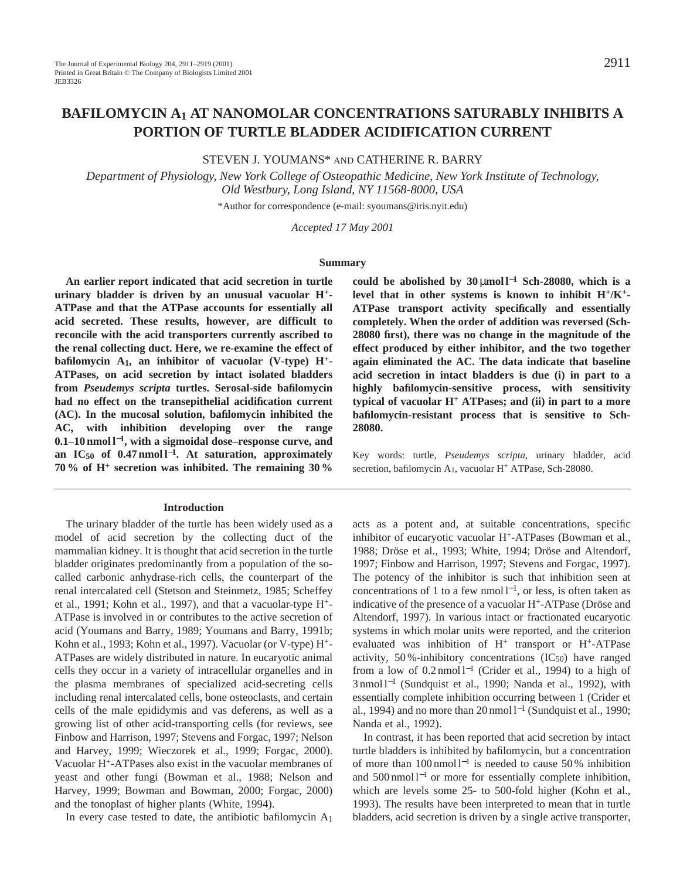# BAFILOMYCIN $A_1$ AT NANOMOLAR CONCENTRATIONS SATURABLY INHIBITS A PORTION OF TURTLE BLADDER ACIDIFICATION CURRENT

STEVEN J. YOUMANS* AND CATHERINE R. BARRY

*Department of Physiology, New York College of Osteopathic Medicine, New York Institute of Technology, Old Westbury, Long Island, NY 11568-8000, USA*

*Author for correspondence (e-mail: syoumans@iris.nyit.edu)

*Accepted 17 May 2001*

## Summary

**An earlier report indicated that acid secretion in turtle urinary bladder is driven by an unusual vacuolar $H^+$-ATPase and that the ATPase accounts for essentially all acid secreted. These results, however, are difficult to reconcile with the acid transporters currently ascribed to the renal collecting duct. Here, we re-examine the effect of bafilomycin $A_1$, an inhibitor of vacuolar (V-type) $H^+$-ATPases, on acid secretion by intact isolated bladders from *Pseudemys scripta* turtles. Serosal-side bafilomycin had no effect on the transepithelial acidification current (AC). In the mucosal solution, bafilomycin inhibited the AC, with inhibition developing over the range 0.1–10 nmol $l^{-1}$, with a sigmoidal dose–response curve, and an $IC_{50}$ of 0.47 nmol $l^{-1}$. At saturation, approximately 70 % of $H^+$ secretion was inhibited. The remaining 30 % could be abolished by 30 µmol $l^{-1}$ Sch-28080, which is a level that in other systems is known to inhibit $H^+/K^+$-ATPase transport activity specifically and essentially completely. When the order of addition was reversed (Sch-28080 first), there was no change in the magnitude of the effect produced by either inhibitor, and the two together again eliminated the AC. The data indicate that baseline acid secretion in intact bladders is due (i) in part to a highly bafilomycin-sensitive process, with sensitivity typical of vacuolar $H^+$ ATPases; and (ii) in part to a more bafilomycin-resistant process that is sensitive to Sch-28080.**

Key words: turtle, *Pseudemys scripta*, urinary bladder, acid secretion, bafilomycin $A_1$, vacuolar $H^+$ ATPase, Sch-28080.

## Introduction

The urinary bladder of the turtle has been widely used as a model of acid secretion by the collecting duct of the mammalian kidney. It is thought that acid secretion in the turtle bladder originates predominantly from a population of the so-called carbonic anhydrase-rich cells, the counterpart of the renal intercalated cell (Stetson and Steinmetz, 1985; Scheffey et al., 1991; Kohn et al., 1997), and that a vacuolar-type $H^+$-ATPase is involved in or contributes to the active secretion of acid (Youmans and Barry, 1989; Youmans and Barry, 1991b; Kohn et al., 1993; Kohn et al., 1997). Vacuolar (or V-type) $H^+$-ATPases are widely distributed in nature. In eucaryotic animal cells they occur in a variety of intracellular organelles and in the plasma membranes of specialized acid-secreting cells including renal intercalated cells, bone osteoclasts, and certain cells of the male epididymis and vas deferens, as well as a growing list of other acid-transporting cells (for reviews, see Finbow and Harrison, 1997; Stevens and Forgac, 1997; Nelson and Harvey, 1999; Wieczorek et al., 1999; Forgac, 2000). Vacuolar $H^+$-ATPases also exist in the vacuolar membranes of yeast and other fungi (Bowman et al., 1988; Nelson and Harvey, 1999; Bowman and Bowman, 2000; Forgac, 2000) and the tonoplast of higher plants (White, 1994).

In every case tested to date, the antibiotic bafilomycin $A_1$ acts as a potent and, at suitable concentrations, specific inhibitor of eucaryotic vacuolar $H^+$-ATPases (Bowman et al., 1988; Dröse et al., 1993; White, 1994; Dröse and Altendorf, 1997; Finbow and Harrison, 1997; Stevens and Forgac, 1997). The potency of the inhibitor is such that inhibition seen at concentrations of 1 to a few nmol $l^{-1}$, or less, is often taken as indicative of the presence of a vacuolar $H^+$-ATPase (Dröse and Altendorf, 1997). In various intact or fractionated eucaryotic systems in which molar units were reported, and the criterion evaluated was inhibition of $H^+$ transport or $H^+$-ATPase activity, 50 %-inhibitory concentrations ($IC_{50}$) have ranged from a low of 0.2 nmol $l^{-1}$ (Crider et al., 1994) to a high of 3 nmol $l^{-1}$ (Sundquist et al., 1990; Nanda et al., 1992), with essentially complete inhibition occurring between 1 (Crider et al., 1994) and no more than 20 nmol $l^{-1}$ (Sundquist et al., 1990; Nanda et al., 1992).

In contrast, it has been reported that acid secretion by intact turtle bladders is inhibited by bafilomycin, but a concentration of more than 100 nmol $l^{-1}$ is needed to cause 50 % inhibition and 500 nmol $l^{-1}$ or more for essentially complete inhibition, which are levels some 25- to 500-fold higher (Kohn et al., 1993). The results have been interpreted to mean that in turtle bladders, acid secretion is driven by a single active transporter,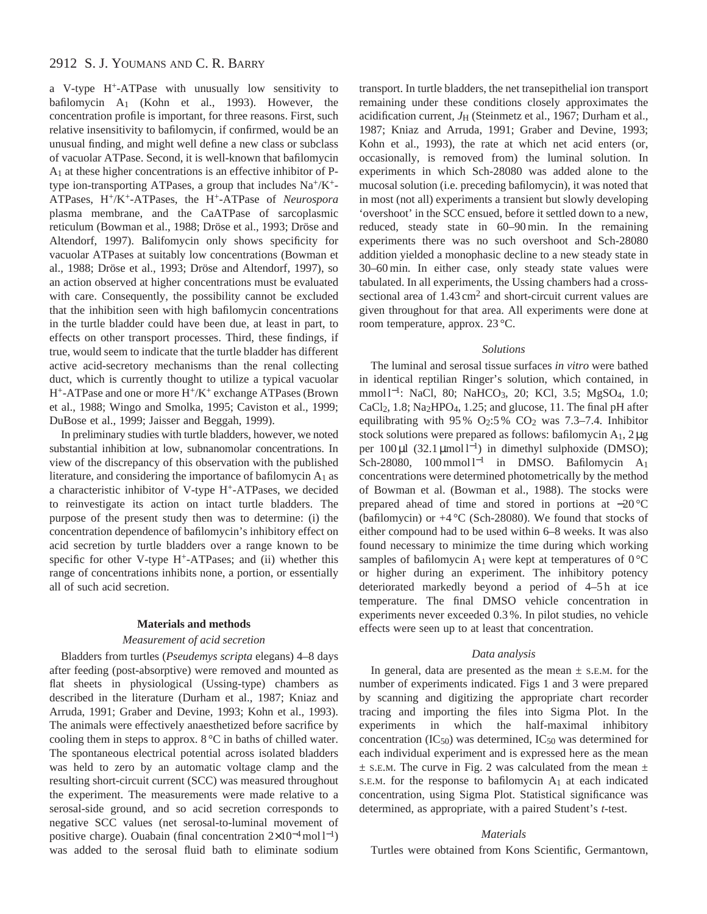a V-type $H^+$-ATPase with unusually low sensitivity to bafilomycin $A_1$ (Kohn et al., 1993). However, the concentration profile is important, for three reasons. First, such relative insensitivity to bafilomycin, if confirmed, would be an unusual finding, and might well define a new class or subclass of vacuolar ATPase. Second, it is well-known that bafilomycin $A_1$ at these higher concentrations is an effective inhibitor of P-type ion-transporting ATPases, a group that includes $Na^+/K^+$-ATPases, $H^+/K^+$-ATPases, the $H^+$-ATPase of *Neurospora* plasma membrane, and the CaATPase of sarcoplasmic reticulum (Bowman et al., 1988; Dröse et al., 1993; Dröse and Altendorf, 1997). Balifomycin only shows specificity for vacuolar ATPases at suitably low concentrations (Bowman et al., 1988; Dröse et al., 1993; Dröse and Altendorf, 1997), so an action observed at higher concentrations must be evaluated with care. Consequently, the possibility cannot be excluded that the inhibition seen with high bafilomycin concentrations in the turtle bladder could have been due, at least in part, to effects on other transport processes. Third, these findings, if true, would seem to indicate that the turtle bladder has different active acid-secretory mechanisms than the renal collecting duct, which is currently thought to utilize a typical vacuolar $H^+$-ATPase and one or more $H^+/K^+$ exchange ATPases (Brown et al., 1988; Wingo and Smolka, 1995; Caviston et al., 1999; DuBose et al., 1999; Jaisser and Beggah, 1999).

In preliminary studies with turtle bladders, however, we noted substantial inhibition at low, subnanomolar concentrations. In view of the discrepancy of this observation with the published literature, and considering the importance of bafilomycin $A_1$ as a characteristic inhibitor of V-type $H^+$-ATPases, we decided to reinvestigate its action on intact turtle bladders. The purpose of the present study then was to determine: (i) the concentration dependence of bafilomycin's inhibitory effect on acid secretion by turtle bladders over a range known to be specific for other V-type $H^+$-ATPases; and (ii) whether this range of concentrations inhibits none, a portion, or essentially all of such acid secretion.

## Materials and methods

### *Measurement of acid secretion*

Bladders from turtles (*Pseudemys scripta* elegans) 4–8 days after feeding (post-absorptive) were removed and mounted as flat sheets in physiological (Ussing-type) chambers as described in the literature (Durham et al., 1987; Kniaz and Arruda, 1991; Graber and Devine, 1993; Kohn et al., 1993). The animals were effectively anaesthetized before sacrifice by cooling them in steps to approx. 8 °C in baths of chilled water. The spontaneous electrical potential across isolated bladders was held to zero by an automatic voltage clamp and the resulting short-circuit current (SCC) was measured throughout the experiment. The measurements were made relative to a serosal-side ground, and so acid secretion corresponds to negative SCC values (net serosal-to-luminal movement of positive charge). Ouabain (final concentration $2\times10^{-4}$ mol $l^{-1}$) was added to the serosal fluid bath to eliminate sodium transport. In turtle bladders, the net transepithelial ion transport remaining under these conditions closely approximates the acidification current, $J_H$ (Steinmetz et al., 1967; Durham et al., 1987; Kniaz and Arruda, 1991; Graber and Devine, 1993; Kohn et al., 1993), the rate at which net acid enters (or, occasionally, is removed from) the luminal solution. In experiments in which Sch-28080 was added alone to the mucosal solution (i.e. preceding bafilomycin), it was noted that in most (not all) experiments a transient but slowly developing 'overshoot' in the SCC ensued, before it settled down to a new, reduced, steady state in 60–90 min. In the remaining experiments there was no such overshoot and Sch-28080 addition yielded a monophasic decline to a new steady state in 30–60 min. In either case, only steady state values were tabulated. In all experiments, the Ussing chambers had a cross-sectional area of 1.43 $cm^2$ and short-circuit current values are given throughout for that area. All experiments were done at room temperature, approx. 23 °C.

### *Solutions*

The luminal and serosal tissue surfaces *in vitro* were bathed in identical reptilian Ringer's solution, which contained, in mmol $l^{-1}$: NaCl, 80; $NaHCO_3$, 20; KCl, 3.5; $MgSO_4$, 1.0; $CaCl_2$, 1.8; $Na_2HPO_4$, 1.25; and glucose, 11. The final pH after equilibrating with 95 % $O_2$:5 % $CO_2$ was 7.3–7.4. Inhibitor stock solutions were prepared as follows: bafilomycin $A_1$, 2 μg per 100 μl (32.1 μmol $l^{-1}$) in dimethyl sulphoxide (DMSO); Sch-28080, 100 mmol $l^{-1}$ in DMSO. Bafilomycin $A_1$ concentrations were determined photometrically by the method of Bowman et al. (Bowman et al., 1988). The stocks were prepared ahead of time and stored in portions at −20 °C (bafilomycin) or +4 °C (Sch-28080). We found that stocks of either compound had to be used within 6–8 weeks. It was also found necessary to minimize the time during which working samples of bafilomycin $A_1$ were kept at temperatures of 0 °C or higher during an experiment. The inhibitory potency deteriorated markedly beyond a period of 4–5 h at ice temperature. The final DMSO vehicle concentration in experiments never exceeded 0.3 %. In pilot studies, no vehicle effects were seen up to at least that concentration.

### *Data analysis*

In general, data are presented as the mean ± S.E.M. for the number of experiments indicated. Figs 1 and 3 were prepared by scanning and digitizing the appropriate chart recorder tracing and importing the files into Sigma Plot. In the experiments in which the half-maximal inhibitory concentration ($IC_{50}$) was determined, $IC_{50}$ was determined for each individual experiment and is expressed here as the mean ± S.E.M. The curve in Fig. 2 was calculated from the mean ± S.E.M. for the response to bafilomycin $A_1$ at each indicated concentration, using Sigma Plot. Statistical significance was determined, as appropriate, with a paired Student's *t*-test.

### *Materials*

Turtles were obtained from Kons Scientific, Germantown,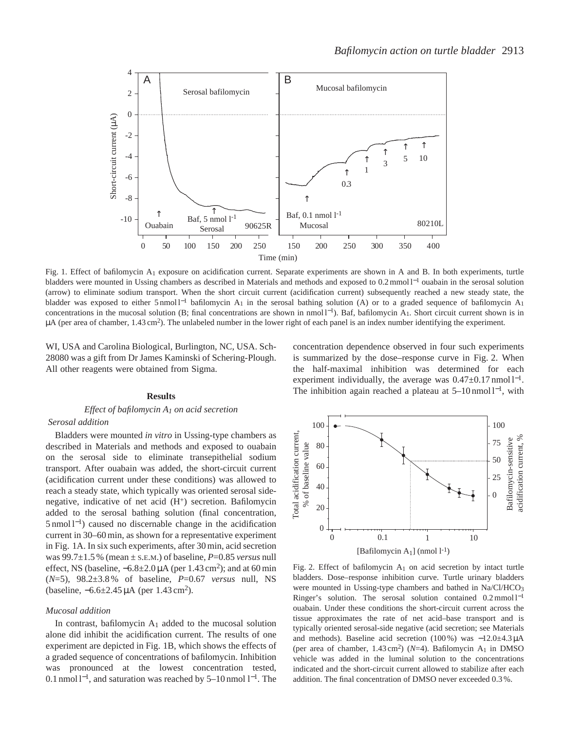Fig. 1. Effect of bafilomycin $A_1$ exposure on acidification current. Separate experiments are shown in A and B. In both experiments, turtle bladders were mounted in Ussing chambers as described in Materials and methods and exposed to 0.2 mmol $l^{-1}$ ouabain in the serosal solution (arrow) to eliminate sodium transport. When the short circuit current (acidification current) subsequently reached a new steady state, the bladder was exposed to either 5 nmol $l^{-1}$ bafilomycin $A_1$ in the serosal bathing solution (A) or to a graded sequence of bafilomycin $A_1$ concentrations in the mucosal solution (B; final concentrations are shown in nmol $l^{-1}$). Baf, bafilomycin $A_1$. Short circuit current shown is in μA (per area of chamber, 1.43 $cm^2$). The unlabeled number in the lower right of each panel is an index number identifying the experiment.

WI, USA and Carolina Biological, Burlington, NC, USA. Sch-28080 was a gift from Dr James Kaminski of Schering-Plough. All other reagents were obtained from Sigma.

## Results

### *Effect of bafilomycin $A_1$ on acid secretion*

#### *Serosal addition*

Bladders were mounted *in vitro* in Ussing-type chambers as described in Materials and methods and exposed to ouabain on the serosal side to eliminate transepithelial sodium transport. After ouabain was added, the short-circuit current (acidification current under these conditions) was allowed to reach a steady state, which typically was oriented serosal side-negative, indicative of net acid ($H^+$) secretion. Bafilomycin added to the serosal bathing solution (final concentration, 5 nmol $l^{-1}$) caused no discernable change in the acidification current in 30–60 min, as shown for a representative experiment in Fig. 1A. In six such experiments, after 30 min, acid secretion was 99.7±1.5 % (mean ± S.E.M.) of baseline, $P$=0.85 *versus* null effect, NS (baseline, −6.8±2.0 μA (per 1.43 $cm^2$); and at 60 min ($N$=5), 98.2±3.8 % of baseline, $P$=0.67 *versus* null, NS (baseline, −6.6±2.45 μA (per 1.43 $cm^2$).

#### *Mucosal addition*

In contrast, bafilomycin $A_1$ added to the mucosal solution alone did inhibit the acidification current. The results of one experiment are depicted in Fig. 1B, which shows the effects of a graded sequence of concentrations of bafilomycin. Inhibition was pronounced at the lowest concentration tested, 0.1 nmol $l^{-1}$, and saturation was reached by 5–10 nmol $l^{-1}$. The concentration dependence observed in four such experiments is summarized by the dose–response curve in Fig. 2. When the half-maximal inhibition was determined for each experiment individually, the average was 0.47±0.17 nmol $l^{-1}$. The inhibition again reached a plateau at 5–10 nmol $l^{-1}$, with

Fig. 2. Effect of bafilomycin $A_1$ on acid secretion by intact turtle bladders. Dose–response inhibition curve. Turtle urinary bladders were mounted in Ussing-type chambers and bathed in Na/Cl/$HCO_3$ Ringer's solution. The serosal solution contained 0.2 mmol $l^{-1}$ ouabain. Under these conditions the short-circuit current across the tissue approximates the rate of net acid–base transport and is typically oriented serosal-side negative (acid secretion; see Materials and methods). Baseline acid secretion (100 %) was −12.0±4.3 μA (per area of chamber, 1.43 $cm^2$) ($N$=4). Bafilomycin $A_1$ in DMSO vehicle was added in the luminal solution to the concentrations indicated and the short-circuit current allowed to stabilize after each addition. The final concentration of DMSO never exceeded 0.3 %.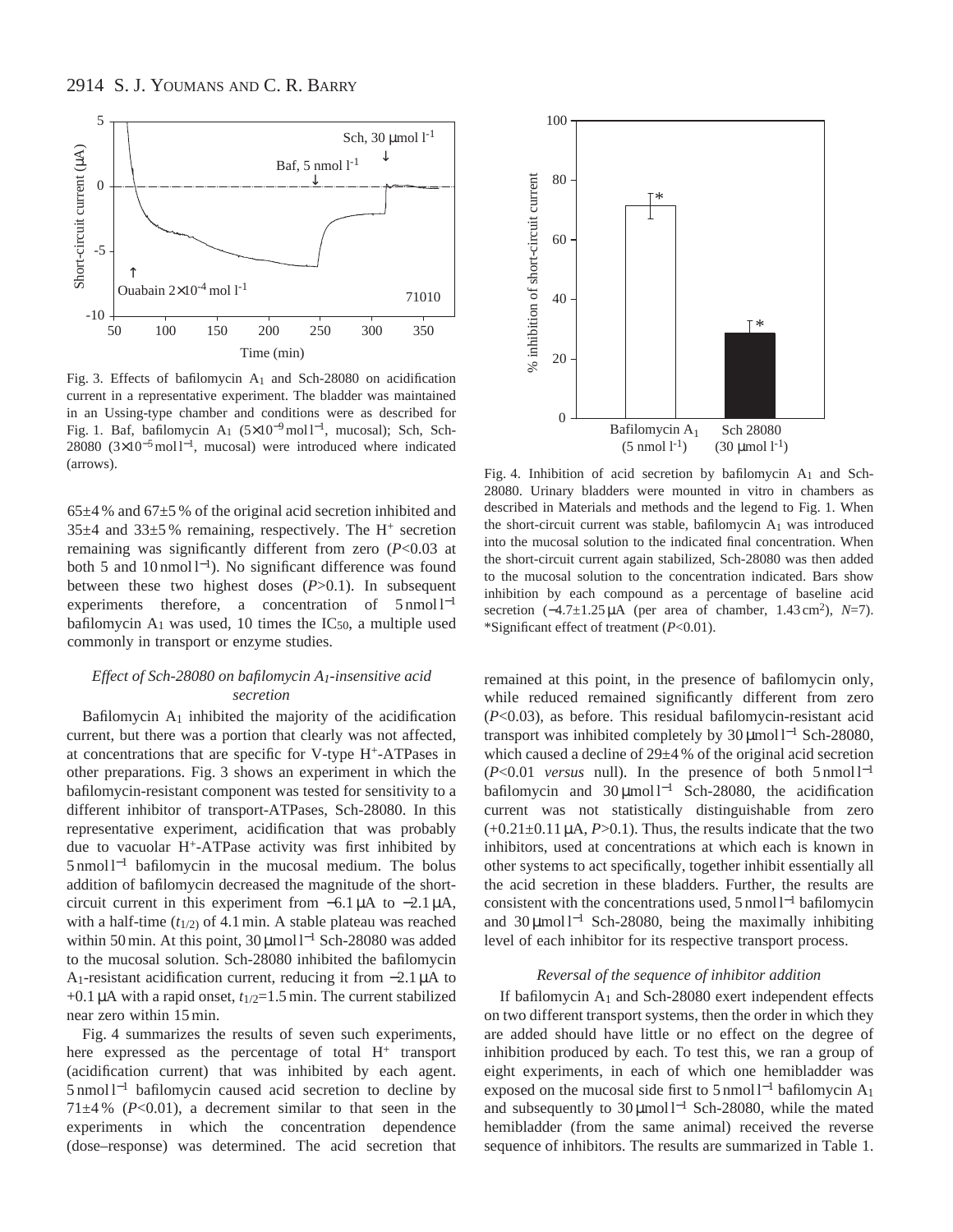Fig. 3. Effects of bafilomycin $A_1$ and Sch-28080 on acidification current in a representative experiment. The bladder was maintained in an Ussing-type chamber and conditions were as described for Fig. 1. Baf, bafilomycin $A_1$ ($5\times10^{-9}$ mol l$^{-1}$, mucosal); Sch, Sch-28080 ($3\times10^{-5}$ mol l$^{-1}$, mucosal) were introduced where indicated (arrows).

65±4 % and 67±5 % of the original acid secretion inhibited and 35±4 and 33±5 % remaining, respectively. The $H^+$ secretion remaining was significantly different from zero ($P$<0.03 at both 5 and 10 nmol l$^{-1}$). No significant difference was found between these two highest doses ($P$>0.1). In subsequent experiments therefore, a concentration of 5 nmol l$^{-1}$ bafilomycin $A_1$ was used, 10 times the $IC_{50}$, a multiple used commonly in transport or enzyme studies.

### *Effect of Sch-28080 on bafilomycin $A_1$-insensitive acid secretion*

Bafilomycin $A_1$ inhibited the majority of the acidification current, but there was a portion that clearly was not affected, at concentrations that are specific for V-type $H^+$-ATPases in other preparations. Fig. 3 shows an experiment in which the bafilomycin-resistant component was tested for sensitivity to a different inhibitor of transport-ATPases, Sch-28080. In this representative experiment, acidification that was probably due to vacuolar $H^+$-ATPase activity was first inhibited by 5 nmol l$^{-1}$ bafilomycin in the mucosal medium. The bolus addition of bafilomycin decreased the magnitude of the short-circuit current in this experiment from −6.1 µA to −2.1 µA, with a half-time ($t_{1/2}$) of 4.1 min. A stable plateau was reached within 50 min. At this point, 30 µmol l$^{-1}$ Sch-28080 was added to the mucosal solution. Sch-28080 inhibited the bafilomycin $A_1$-resistant acidification current, reducing it from −2.1 µA to +0.1 µA with a rapid onset, $t_{1/2}$=1.5 min. The current stabilized near zero within 15 min.

Fig. 4 summarizes the results of seven such experiments, here expressed as the percentage of total $H^+$ transport (acidification current) that was inhibited by each agent. 5 nmol l$^{-1}$ bafilomycin caused acid secretion to decline by 71±4 % ($P$<0.01), a decrement similar to that seen in the experiments in which the concentration dependence (dose–response) was determined. The acid secretion that remained at this point, in the presence of bafilomycin only, while reduced remained significantly different from zero ($P$<0.03), as before. This residual bafilomycin-resistant acid transport was inhibited completely by 30 µmol l$^{-1}$ Sch-28080, which caused a decline of 29±4 % of the original acid secretion ($P$<0.01 *versus* null). In the presence of both 5 nmol l$^{-1}$ bafilomycin and 30 µmol l$^{-1}$ Sch-28080, the acidification current was not statistically distinguishable from zero (+0.21±0.11 µA, $P$>0.1). Thus, the results indicate that the two inhibitors, used at concentrations at which each is known in other systems to act specifically, together inhibit essentially all the acid secretion in these bladders. Further, the results are consistent with the concentrations used, 5 nmol l$^{-1}$ bafilomycin and 30 µmol l$^{-1}$ Sch-28080, being the maximally inhibiting level of each inhibitor for its respective transport process.

Fig. 4. Inhibition of acid secretion by bafilomycin $A_1$ and Sch-28080. Urinary bladders were mounted in vitro in chambers as described in Materials and methods and the legend to Fig. 1. When the short-circuit current was stable, bafilomycin $A_1$ was introduced into the mucosal solution to the indicated final concentration. When the short-circuit current again stabilized, Sch-28080 was then added to the mucosal solution to the concentration indicated. Bars show inhibition by each compound as a percentage of baseline acid secretion (−4.7±1.25 µA (per area of chamber, 1.43 cm$^2$), $N$=7). *Significant effect of treatment ($P$<0.01).

### *Reversal of the sequence of inhibitor addition*

If bafilomycin $A_1$ and Sch-28080 exert independent effects on two different transport systems, then the order in which they are added should have little or no effect on the degree of inhibition produced by each. To test this, we ran a group of eight experiments, in each of which one hemibladder was exposed on the mucosal side first to 5 nmol l$^{-1}$ bafilomycin $A_1$ and subsequently to 30 µmol l$^{-1}$ Sch-28080, while the mated hemibladder (from the same animal) received the reverse sequence of inhibitors. The results are summarized in Table 1.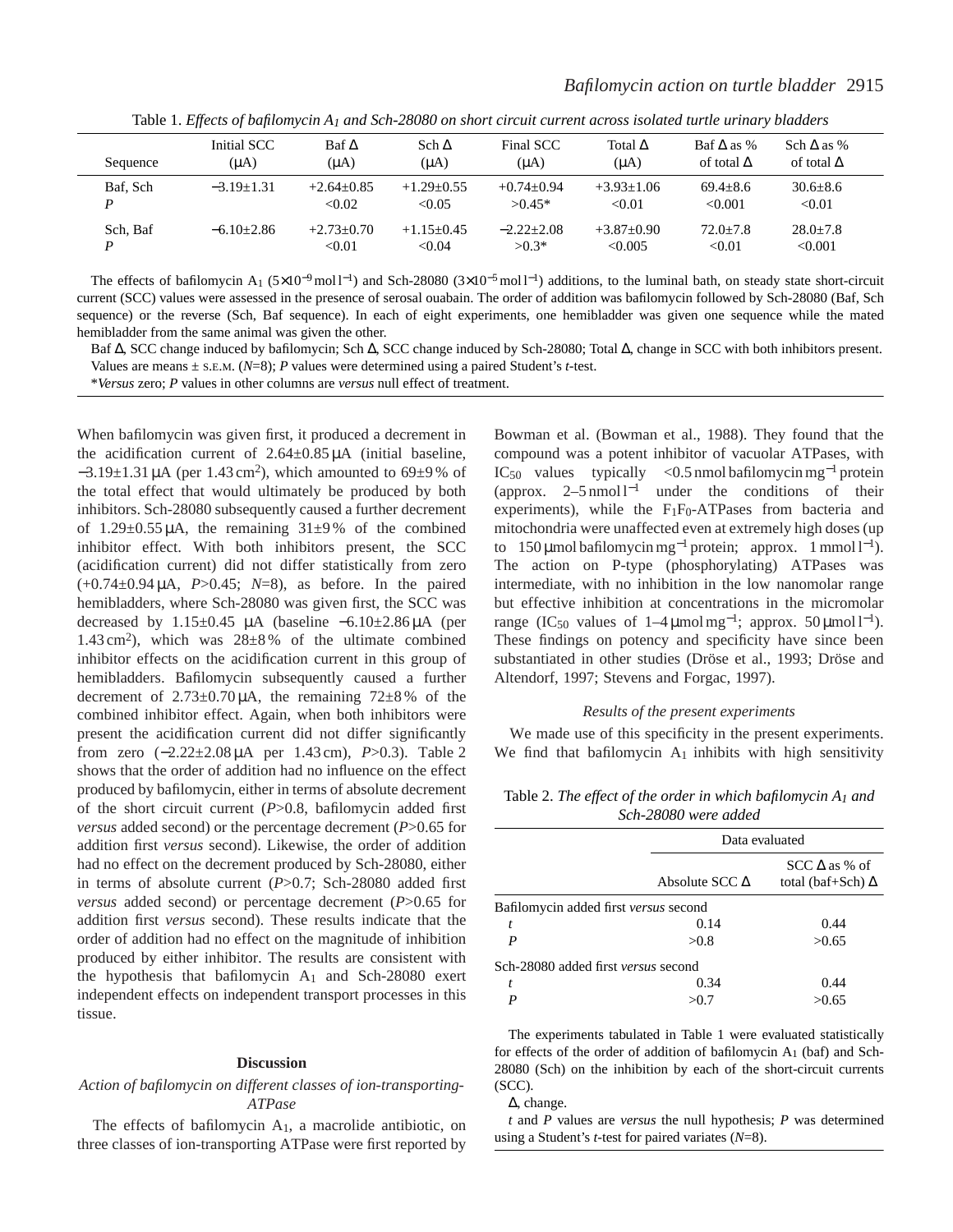Table 1. *Effects of bafilomycin $A_1$ and Sch-28080 on short circuit current across isolated turtle urinary bladders*

| Sequence | Initial SCC (μA) | Baf Δ (μA) | Sch Δ (μA) | Final SCC (μA) | Total Δ (μA) | Baf Δ as % of total Δ | Sch Δ as % of total Δ |
|---|---|---|---|---|---|---|---|
| Baf, Sch | −3.19±1.31 | +2.64±0.85 | +1.29±0.55 | +0.74±0.94 | +3.93±1.06 | 69.4±8.6 | 30.6±8.6 |
| *P* | | <0.02 | <0.05 | >0.45* | <0.01 | <0.001 | <0.01 |
| Sch, Baf | −6.10±2.86 | +2.73±0.70 | +1.15±0.45 | −2.22±2.08 | +3.87±0.90 | 72.0±7.8 | 28.0±7.8 |
| *P* | | <0.01 | <0.04 | >0.3* | <0.005 | <0.01 | <0.001 |

The effects of bafilomycin $A_1$ ($5\times10^{-9}$ mol l$^{-1}$) and Sch-28080 ($3\times10^{-5}$ mol l$^{-1}$) additions, to the luminal bath, on steady state short-circuit current (SCC) values were assessed in the presence of serosal ouabain. The order of addition was bafilomycin followed by Sch-28080 (Baf, Sch sequence) or the reverse (Sch, Baf sequence). In each of eight experiments, one hemibladder was given one sequence while the mated hemibladder from the same animal was given the other.

Baf Δ, SCC change induced by bafilomycin; Sch Δ, SCC change induced by Sch-28080; Total Δ, change in SCC with both inhibitors present.

Values are means ± S.E.M. ($N$=8); $P$ values were determined using a paired Student's $t$-test.

**Versus* zero; $P$ values in other columns are *versus* null effect of treatment.

When bafilomycin was given first, it produced a decrement in the acidification current of 2.64±0.85 μA (initial baseline, −3.19±1.31 μA (per 1.43 cm$^2$), which amounted to 69±9 % of the total effect that would ultimately be produced by both inhibitors. Sch-28080 subsequently caused a further decrement of 1.29±0.55 μA, the remaining 31±9 % of the combined inhibitor effect. With both inhibitors present, the SCC (acidification current) did not differ statistically from zero (+0.74±0.94 μA, $P$>0.45; $N$=8), as before. In the paired hemibladders, where Sch-28080 was given first, the SCC was decreased by 1.15±0.45 μA (baseline −6.10±2.86 μA (per 1.43 cm$^2$), which was 28±8 % of the ultimate combined inhibitor effects on the acidification current in this group of hemibladders. Bafilomycin subsequently caused a further decrement of 2.73±0.70 μA, the remaining 72±8 % of the combined inhibitor effect. Again, when both inhibitors were present the acidification current did not differ significantly from zero (−2.22±2.08 μA per 1.43 cm), $P$>0.3). Table 2 shows that the order of addition had no influence on the effect produced by bafilomycin, either in terms of absolute decrement of the short circuit current ($P$>0.8, bafilomycin added first *versus* added second) or the percentage decrement ($P$>0.65 for addition first *versus* second). Likewise, the order of addition had no effect on the decrement produced by Sch-28080, either in terms of absolute current ($P$>0.7; Sch-28080 added first *versus* added second) or percentage decrement ($P$>0.65 for addition first *versus* second). These results indicate that the order of addition had no effect on the magnitude of inhibition produced by either inhibitor. The results are consistent with the hypothesis that bafilomycin $A_1$ and Sch-28080 exert independent effects on independent transport processes in this tissue.

## Discussion

### *Action of bafilomycin on different classes of ion-transporting-ATPase*

The effects of bafilomycin $A_1$, a macrolide antibiotic, on three classes of ion-transporting ATPase were first reported by Bowman et al. (Bowman et al., 1988). They found that the compound was a potent inhibitor of vacuolar ATPases, with $IC_{50}$ values typically <0.5 nmol bafilomycin mg$^{-1}$ protein (approx. 2–5 nmol l$^{-1}$ under the conditions of their experiments), while the $F_1F_0$-ATPases from bacteria and mitochondria were unaffected even at extremely high doses (up to 150 μmol bafilomycin mg$^{-1}$ protein; approx. 1 mmol l$^{-1}$). The action on P-type (phosphorylating) ATPases was intermediate, with no inhibition in the low nanomolar range but effective inhibition at concentrations in the micromolar range ($IC_{50}$ values of 1–4 μmol mg$^{-1}$; approx. 50 μmol l$^{-1}$). These findings on potency and specificity have since been substantiated in other studies (Dröse et al., 1993; Dröse and Altendorf, 1997; Stevens and Forgac, 1997).

### *Results of the present experiments*

We made use of this specificity in the present experiments. We find that bafilomycin $A_1$ inhibits with high sensitivity

Table 2. *The effect of the order in which bafilomycin $A_1$ and Sch-28080 were added*

| | Data evaluated | |
|---|---|---|
| | Absolute SCC Δ | SCC Δ as % of total (baf+Sch) Δ |
| Bafilomycin added first *versus* second | | |
| *t* | 0.14 | 0.44 |
| *P* | >0.8 | >0.65 |
| Sch-28080 added first *versus* second | | |
| *t* | 0.34 | 0.44 |
| *P* | >0.7 | >0.65 |

The experiments tabulated in Table 1 were evaluated statistically for effects of the order of addition of bafilomycin $A_1$ (baf) and Sch-28080 (Sch) on the inhibition by each of the short-circuit currents (SCC).

Δ, change.

$t$ and $P$ values are *versus* the null hypothesis; $P$ was determined using a Student's $t$-test for paired variates ($N$=8).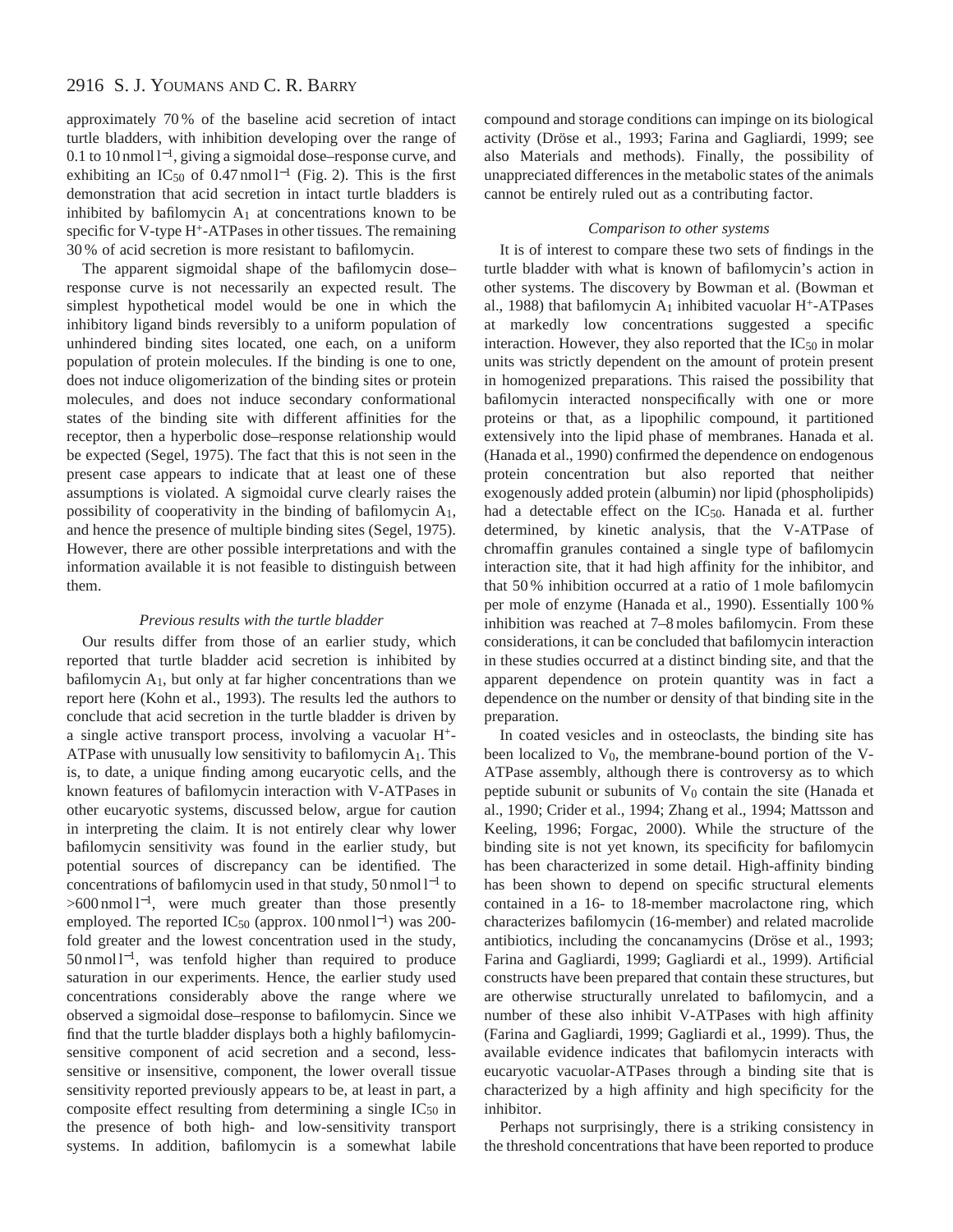approximately 70 % of the baseline acid secretion of intact turtle bladders, with inhibition developing over the range of 0.1 to 10 nmol $l^{-1}$, giving a sigmoidal dose–response curve, and exhibiting an $IC_{50}$ of 0.47 nmol $l^{-1}$ (Fig. 2). This is the first demonstration that acid secretion in intact turtle bladders is inhibited by bafilomycin $A_1$ at concentrations known to be specific for V-type $H^+$-ATPases in other tissues. The remaining 30 % of acid secretion is more resistant to bafilomycin.

The apparent sigmoidal shape of the bafilomycin dose–response curve is not necessarily an expected result. The simplest hypothetical model would be one in which the inhibitory ligand binds reversibly to a uniform population of unhindered binding sites located, one each, on a uniform population of protein molecules. If the binding is one to one, does not induce oligomerization of the binding sites or protein molecules, and does not induce secondary conformational states of the binding site with different affinities for the receptor, then a hyperbolic dose–response relationship would be expected (Segel, 1975). The fact that this is not seen in the present case appears to indicate that at least one of these assumptions is violated. A sigmoidal curve clearly raises the possibility of cooperativity in the binding of bafilomycin $A_1$, and hence the presence of multiple binding sites (Segel, 1975). However, there are other possible interpretations and with the information available it is not feasible to distinguish between them.

### *Previous results with the turtle bladder*

Our results differ from those of an earlier study, which reported that turtle bladder acid secretion is inhibited by bafilomycin $A_1$, but only at far higher concentrations than we report here (Kohn et al., 1993). The results led the authors to conclude that acid secretion in the turtle bladder is driven by a single active transport process, involving a vacuolar $H^+$-ATPase with unusually low sensitivity to bafilomycin $A_1$. This is, to date, a unique finding among eucaryotic cells, and the known features of bafilomycin interaction with V-ATPases in other eucaryotic systems, discussed below, argue for caution in interpreting the claim. It is not entirely clear why lower bafilomycin sensitivity was found in the earlier study, but potential sources of discrepancy can be identified. The concentrations of bafilomycin used in that study, 50 nmol $l^{-1}$ to >600 nmol $l^{-1}$, were much greater than those presently employed. The reported $IC_{50}$ (approx. 100 nmol $l^{-1}$) was 200-fold greater and the lowest concentration used in the study, 50 nmol $l^{-1}$, was tenfold higher than required to produce saturation in our experiments. Hence, the earlier study used concentrations considerably above the range where we observed a sigmoidal dose–response to bafilomycin. Since we find that the turtle bladder displays both a highly bafilomycin-sensitive component of acid secretion and a second, less-sensitive or insensitive, component, the lower overall tissue sensitivity reported previously appears to be, at least in part, a composite effect resulting from determining a single $IC_{50}$ in the presence of both high- and low-sensitivity transport systems. In addition, bafilomycin is a somewhat labile compound and storage conditions can impinge on its biological activity (Dröse et al., 1993; Farina and Gagliardi, 1999; see also Materials and methods). Finally, the possibility of unappreciated differences in the metabolic states of the animals cannot be entirely ruled out as a contributing factor.

### *Comparison to other systems*

It is of interest to compare these two sets of findings in the turtle bladder with what is known of bafilomycin's action in other systems. The discovery by Bowman et al. (Bowman et al., 1988) that bafilomycin $A_1$ inhibited vacuolar $H^+$-ATPases at markedly low concentrations suggested a specific interaction. However, they also reported that the $IC_{50}$ in molar units was strictly dependent on the amount of protein present in homogenized preparations. This raised the possibility that bafilomycin interacted nonspecifically with one or more proteins or that, as a lipophilic compound, it partitioned extensively into the lipid phase of membranes. Hanada et al. (Hanada et al., 1990) confirmed the dependence on endogenous protein concentration but also reported that neither exogenously added protein (albumin) nor lipid (phospholipids) had a detectable effect on the $IC_{50}$. Hanada et al. further determined, by kinetic analysis, that the V-ATPase of chromaffin granules contained a single type of bafilomycin interaction site, that it had high affinity for the inhibitor, and that 50 % inhibition occurred at a ratio of 1 mole bafilomycin per mole of enzyme (Hanada et al., 1990). Essentially 100 % inhibition was reached at 7–8 moles bafilomycin. From these considerations, it can be concluded that bafilomycin interaction in these studies occurred at a distinct binding site, and that the apparent dependence on protein quantity was in fact a dependence on the number or density of that binding site in the preparation.

In coated vesicles and in osteoclasts, the binding site has been localized to $V_0$, the membrane-bound portion of the V-ATPase assembly, although there is controversy as to which peptide subunit or subunits of $V_0$ contain the site (Hanada et al., 1990; Crider et al., 1994; Zhang et al., 1994; Mattsson and Keeling, 1996; Forgac, 2000). While the structure of the binding site is not yet known, its specificity for bafilomycin has been characterized in some detail. High-affinity binding has been shown to depend on specific structural elements contained in a 16- to 18-member macrolactone ring, which characterizes bafilomycin (16-member) and related macrolide antibiotics, including the concanamycins (Dröse et al., 1993; Farina and Gagliardi, 1999; Gagliardi et al., 1999). Artificial constructs have been prepared that contain these structures, but are otherwise structurally unrelated to bafilomycin, and a number of these also inhibit V-ATPases with high affinity (Farina and Gagliardi, 1999; Gagliardi et al., 1999). Thus, the available evidence indicates that bafilomycin interacts with eucaryotic vacuolar-ATPases through a binding site that is characterized by a high affinity and high specificity for the inhibitor.

Perhaps not surprisingly, there is a striking consistency in the threshold concentrations that have been reported to produce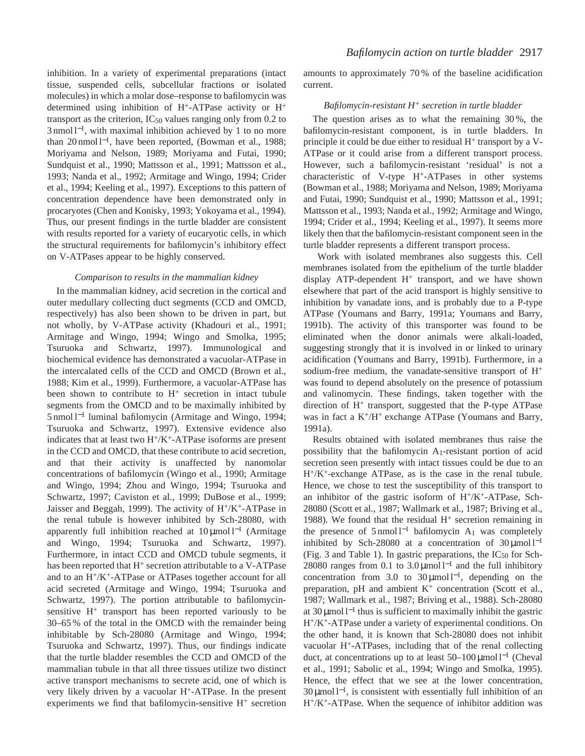inhibition. In a variety of experimental preparations (intact tissue, suspended cells, subcellular fractions or isolated molecules) in which a molar dose–response to bafilomycin was determined using inhibition of $H^+$-ATPase activity or $H^+$ transport as the criterion, $IC_{50}$ values ranging only from 0.2 to 3 nmol l$^{-1}$, with maximal inhibition achieved by 1 to no more than 20 nmol l$^{-1}$, have been reported, (Bowman et al., 1988; Moriyama and Nelson, 1989; Moriyama and Futai, 1990; Sundquist et al., 1990; Mattsson et al., 1991; Mattsson et al., 1993; Nanda et al., 1992; Armitage and Wingo, 1994; Crider et al., 1994; Keeling et al., 1997). Exceptions to this pattern of concentration dependence have been demonstrated only in procaryotes (Chen and Konisky, 1993; Yokoyama et al., 1994). Thus, our present findings in the turtle bladder are consistent with results reported for a variety of eucaryotic cells, in which the structural requirements for bafilomycin's inhibitory effect on V-ATPases appear to be highly conserved.

### *Comparison to results in the mammalian kidney*

In the mammalian kidney, acid secretion in the cortical and outer medullary collecting duct segments (CCD and OMCD, respectively) has also been shown to be driven in part, but not wholly, by V-ATPase activity (Khadouri et al., 1991; Armitage and Wingo, 1994; Wingo and Smolka, 1995; Tsuruoka and Schwartz, 1997). Immunological and biochemical evidence has demonstrated a vacuolar-ATPase in the intercalated cells of the CCD and OMCD (Brown et al., 1988; Kim et al., 1999). Furthermore, a vacuolar-ATPase has been shown to contribute to $H^+$ secretion in intact tubule segments from the OMCD and to be maximally inhibited by 5 nmol l$^{-1}$ luminal bafilomycin (Armitage and Wingo, 1994; Tsuruoka and Schwartz, 1997). Extensive evidence also indicates that at least two $H^+/K^+$-ATPase isoforms are present in the CCD and OMCD, that these contribute to acid secretion, and that their activity is unaffected by nanomolar concentrations of bafilomycin (Wingo et al., 1990; Armitage and Wingo, 1994; Zhou and Wingo, 1994; Tsuruoka and Schwartz, 1997; Caviston et al., 1999; DuBose et al., 1999; Jaisser and Beggah, 1999). The activity of $H^+/K^+$-ATPase in the renal tubule is however inhibited by Sch-28080, with apparently full inhibition reached at 10 μmol l$^{-1}$ (Armitage and Wingo, 1994; Tsuruoka and Schwartz, 1997). Furthermore, in intact CCD and OMCD tubule segments, it has been reported that $H^+$ secretion attributable to a V-ATPase and to an $H^+/K^+$-ATPase or ATPases together account for all acid secreted (Armitage and Wingo, 1994; Tsuruoka and Schwartz, 1997). The portion attributable to bafilomycin-sensitive $H^+$ transport has been reported variously to be 30–65 % of the total in the OMCD with the remainder being inhibitable by Sch-28080 (Armitage and Wingo, 1994; Tsuruoka and Schwartz, 1997). Thus, our findings indicate that the turtle bladder resembles the CCD and OMCD of the mammalian tubule in that all three tissues utilize two distinct active transport mechanisms to secrete acid, one of which is very likely driven by a vacuolar $H^+$-ATPase. In the present experiments we find that bafilomycin-sensitive $H^+$ secretion amounts to approximately 70 % of the baseline acidification current.

### *Bafilomycin-resistant $H^+$ secretion in turtle bladder*

The question arises as to what the remaining 30 %, the bafilomycin-resistant component, is in turtle bladders. In principle it could be due either to residual $H^+$ transport by a V-ATPase or it could arise from a different transport process. However, such a bafilomycin-resistant 'residual' is not a characteristic of V-type $H^+$-ATPases in other systems (Bowman et al., 1988; Moriyama and Nelson, 1989; Moriyama and Futai, 1990; Sundquist et al., 1990; Mattsson et al., 1991; Mattsson et al., 1993; Nanda et al., 1992; Armitage and Wingo, 1994; Crider et al., 1994; Keeling et al., 1997). It seems more likely then that the bafilomycin-resistant component seen in the turtle bladder represents a different transport process.

Work with isolated membranes also suggests this. Cell membranes isolated from the epithelium of the turtle bladder display ATP-dependent $H^+$ transport, and we have shown elsewhere that part of the acid transport is highly sensitive to inhibition by vanadate ions, and is probably due to a P-type ATPase (Youmans and Barry, 1991a; Youmans and Barry, 1991b). The activity of this transporter was found to be eliminated when the donor animals were alkali-loaded, suggesting strongly that it is involved in or linked to urinary acidification (Youmans and Barry, 1991b). Furthermore, in a sodium-free medium, the vanadate-sensitive transport of $H^+$ was found to depend absolutely on the presence of potassium and valinomycin. These findings, taken together with the direction of $H^+$ transport, suggested that the P-type ATPase was in fact a $K^+/H^+$ exchange ATPase (Youmans and Barry, 1991a).

Results obtained with isolated membranes thus raise the possibility that the bafilomycin $A_1$-resistant portion of acid secretion seen presently with intact tissues could be due to an $H^+/K^+$-exchange ATPase, as is the case in the renal tubule. Hence, we chose to test the susceptibility of this transport to an inhibitor of the gastric isoform of $H^+/K^+$-ATPase, Sch-28080 (Scott et al., 1987; Wallmark et al., 1987; Briving et al., 1988). We found that the residual $H^+$ secretion remaining in the presence of 5 nmol l$^{-1}$ bafilomycin $A_1$ was completely inhibited by Sch-28080 at a concentration of 30 μmol l$^{-1}$ (Fig. 3 and Table 1). In gastric preparations, the $IC_{50}$ for Sch-28080 ranges from 0.1 to 3.0 μmol l$^{-1}$ and the full inhibitory concentration from 3.0 to 30 μmol l$^{-1}$, depending on the preparation, pH and ambient $K^+$ concentration (Scott et al., 1987; Wallmark et al., 1987; Briving et al., 1988). Sch-28080 at 30 μmol l$^{-1}$ thus is sufficient to maximally inhibit the gastric $H^+/K^+$-ATPase under a variety of experimental conditions. On the other hand, it is known that Sch-28080 does not inhibit vacuolar $H^+$-ATPases, including that of the renal collecting duct, at concentrations up to at least 50–100 μmol l$^{-1}$ (Cheval et al., 1991; Sabolic et al., 1994; Wingo and Smolka, 1995). Hence, the effect that we see at the lower concentration, 30 μmol l$^{-1}$, is consistent with essentially full inhibition of an $H^+/K^+$-ATPase. When the sequence of inhibitor addition was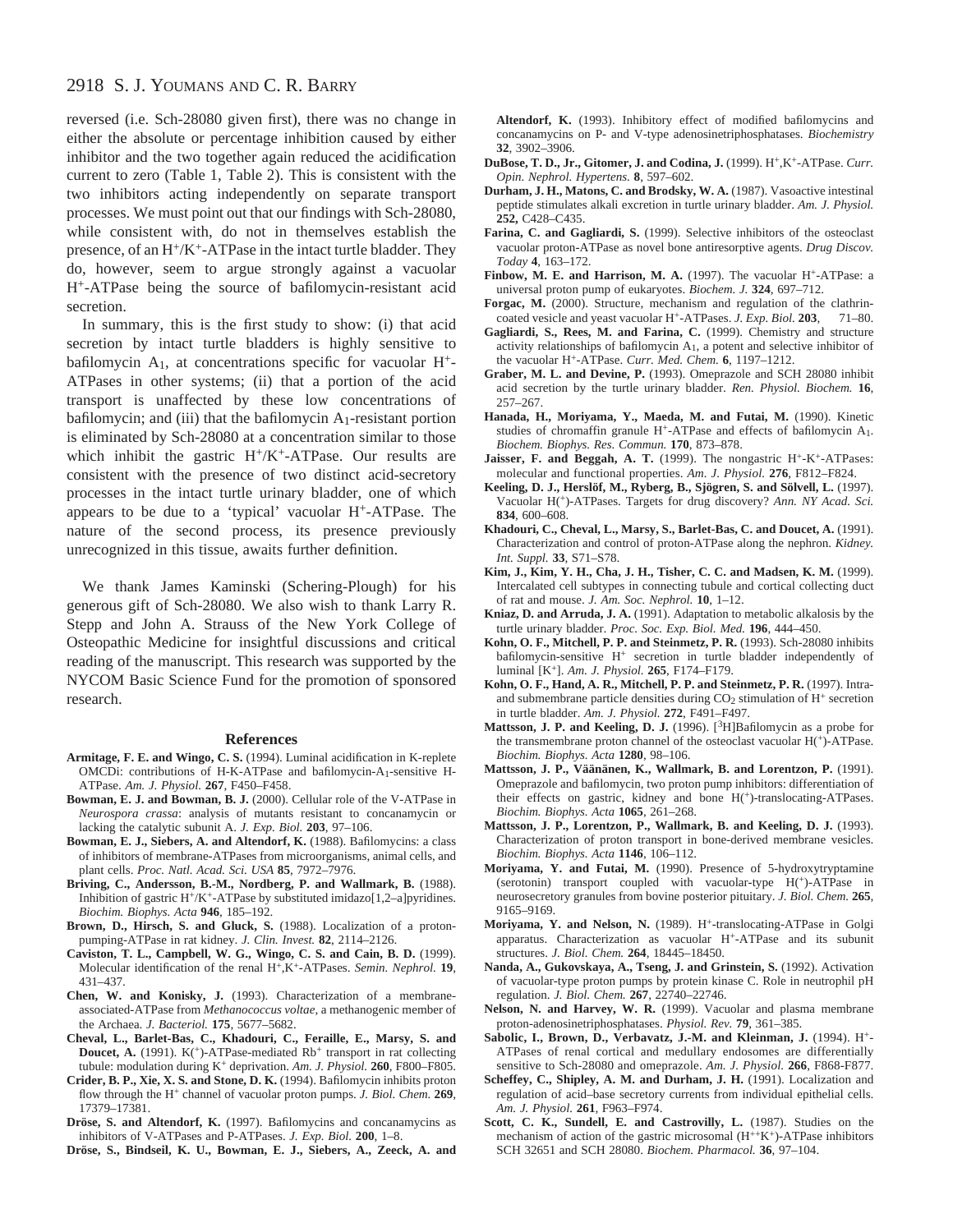reversed (i.e. Sch-28080 given first), there was no change in either the absolute or percentage inhibition caused by either inhibitor and the two together again reduced the acidification current to zero (Table 1, Table 2). This is consistent with the two inhibitors acting independently on separate transport processes. We must point out that our findings with Sch-28080, while consistent with, do not in themselves establish the presence, of an $H^+/K^+$-ATPase in the intact turtle bladder. They do, however, seem to argue strongly against a vacuolar $H^+$-ATPase being the source of bafilomycin-resistant acid secretion.

In summary, this is the first study to show: (i) that acid secretion by intact turtle bladders is highly sensitive to bafilomycin $A_1$, at concentrations specific for vacuolar $H^+$-ATPases in other systems; (ii) that a portion of the acid transport is unaffected by these low concentrations of bafilomycin; and (iii) that the bafilomycin $A_1$-resistant portion is eliminated by Sch-28080 at a concentration similar to those which inhibit the gastric $H^+/K^+$-ATPase. Our results are consistent with the presence of two distinct acid-secretory processes in the intact turtle urinary bladder, one of which appears to be due to a 'typical' vacuolar $H^+$-ATPase. The nature of the second process, its presence previously unrecognized in this tissue, awaits further definition.

We thank James Kaminski (Schering-Plough) for his generous gift of Sch-28080. We also wish to thank Larry R. Stepp and John A. Strauss of the New York College of Osteopathic Medicine for insightful discussions and critical reading of the manuscript. This research was supported by the NYCOM Basic Science Fund for the promotion of sponsored research.

## References

**Armitage, F. E. and Wingo, C. S.** (1994). Luminal acidification in K-replete OMCDi: contributions of H-K-ATPase and bafilomycin-$A_1$-sensitive H-ATPase. *Am. J. Physiol.* **267**, F450–F458.

**Bowman, E. J. and Bowman, B. J.** (2000). Cellular role of the V-ATPase in *Neurospora crassa*: analysis of mutants resistant to concanamycin or lacking the catalytic subunit A. *J. Exp. Biol.* **203**, 97–106.

**Bowman, E. J., Siebers, A. and Altendorf, K.** (1988). Bafilomycins: a class of inhibitors of membrane-ATPases from microorganisms, animal cells, and plant cells. *Proc. Natl. Acad. Sci. USA* **85**, 7972–7976.

**Briving, C., Andersson, B.-M., Nordberg, P. and Wallmark, B.** (1988). Inhibition of gastric $H^+/K^+$-ATPase by substituted imidazo[1,2–a]pyridines. *Biochim. Biophys. Acta* **946**, 185–192.

**Brown, D., Hirsch, S. and Gluck, S.** (1988). Localization of a proton-pumping-ATPase in rat kidney. *J. Clin. Invest.* **82**, 2114–2126.

**Caviston, T. L., Campbell, W. G., Wingo, C. S. and Cain, B. D.** (1999). Molecular identification of the renal $H^+$,$K^+$-ATPases. *Semin. Nephrol.* **19**, 431–437.

**Chen, W. and Konisky, J.** (1993). Characterization of a membrane-associated-ATPase from *Methanococcus voltae*, a methanogenic member of the Archaea. *J. Bacteriol.* **175**, 5677–5682.

**Cheval, L., Barlet-Bas, C., Khadouri, C., Feraille, E., Marsy, S. and Doucet, A.** (1991). $K(^+)$-ATPase-mediated $Rb^+$ transport in rat collecting tubule: modulation during $K^+$ deprivation. *Am. J. Physiol.* **260**, F800–F805.

**Crider, B. P., Xie, X. S. and Stone, D. K.** (1994). Bafilomycin inhibits proton flow through the $H^+$ channel of vacuolar proton pumps. *J. Biol. Chem.* **269**, 17379–17381.

**Dröse, S. and Altendorf, K.** (1997). Bafilomycins and concanamycins as inhibitors of V-ATPases and P-ATPases. *J. Exp. Biol.* **200**, 1–8.

**Dröse, S., Bindseil, K. U., Bowman, E. J., Siebers, A., Zeeck, A. and Altendorf, K.** (1993). Inhibitory effect of modified bafilomycins and concanamycins on P- and V-type adenosinetriphosphatases. *Biochemistry* **32**, 3902–3906.

**DuBose, T. D., Jr., Gitomer, J. and Codina, J.** (1999). $H^+$,$K^+$-ATPase. *Curr. Opin. Nephrol. Hypertens.* **8**, 597–602.

**Durham, J. H., Matons, C. and Brodsky, W. A.** (1987). Vasoactive intestinal peptide stimulates alkali excretion in turtle urinary bladder. *Am. J. Physiol.* **252,** C428–C435.

**Farina, C. and Gagliardi, S.** (1999). Selective inhibitors of the osteoclast vacuolar proton-ATPase as novel bone antiresorptive agents. *Drug Discov. Today* **4**, 163–172.

**Finbow, M. E. and Harrison, M. A.** (1997). The vacuolar $H^+$-ATPase: a universal proton pump of eukaryotes. *Biochem. J.* **324**, 697–712.

**Forgac, M.** (2000). Structure, mechanism and regulation of the clathrin-coated vesicle and yeast vacuolar $H^+$-ATPases. *J. Exp. Biol.* **203**, 71–80.

**Gagliardi, S., Rees, M. and Farina, C.** (1999). Chemistry and structure activity relationships of bafilomycin $A_1$, a potent and selective inhibitor of the vacuolar $H^+$-ATPase. *Curr. Med. Chem.* **6**, 1197–1212.

**Graber, M. L. and Devine, P.** (1993). Omeprazole and SCH 28080 inhibit acid secretion by the turtle urinary bladder. *Ren. Physiol. Biochem.* **16**, 257–267.

**Hanada, H., Moriyama, Y., Maeda, M. and Futai, M.** (1990). Kinetic studies of chromaffin granule $H^+$-ATPase and effects of bafilomycin $A_1$. *Biochem. Biophys. Res. Commun.* **170**, 873–878.

**Jaisser, F. and Beggah, A. T.** (1999). The nongastric $H^+$-$K^+$-ATPases: molecular and functional properties. *Am. J. Physiol.* **276**, F812–F824.

**Keeling, D. J., Herslöf, M., Ryberg, B., Sjögren, S. and Sölvell, L.** (1997). Vacuolar $H(^+)$-ATPases. Targets for drug discovery? *Ann. NY Acad. Sci.* **834**, 600–608.

**Khadouri, C., Cheval, L., Marsy, S., Barlet-Bas, C. and Doucet, A.** (1991). Characterization and control of proton-ATPase along the nephron. *Kidney. Int. Suppl.* **33**, S71–S78.

**Kim, J., Kim, Y. H., Cha, J. H., Tisher, C. C. and Madsen, K. M.** (1999). Intercalated cell subtypes in connecting tubule and cortical collecting duct of rat and mouse. *J. Am. Soc. Nephrol.* **10**, 1–12.

**Kniaz, D. and Arruda, J. A.** (1991). Adaptation to metabolic alkalosis by the turtle urinary bladder. *Proc. Soc. Exp. Biol. Med.* **196**, 444–450.

**Kohn, O. F., Mitchell, P. P. and Steinmetz, P. R.** (1993). Sch-28080 inhibits bafilomycin-sensitive $H^+$ secretion in turtle bladder independently of luminal $[K^+]$. *Am. J. Physiol.* **265**, F174–F179.

**Kohn, O. F., Hand, A. R., Mitchell, P. P. and Steinmetz, P. R.** (1997). Intra- and submembrane particle densities during $CO_2$ stimulation of $H^+$ secretion in turtle bladder. *Am. J. Physiol.* **272**, F491–F497.

**Mattsson, J. P. and Keeling, D. J.** (1996). $[^3H]$Bafilomycin as a probe for the transmembrane proton channel of the osteoclast vacuolar $H(^+)$-ATPase. *Biochim. Biophys. Acta* **1280**, 98–106.

**Mattsson, J. P., Väänänen, K., Wallmark, B. and Lorentzon, P.** (1991). Omeprazole and bafilomycin, two proton pump inhibitors: differentiation of their effects on gastric, kidney and bone $H(^+)$-translocating-ATPases. *Biochim. Biophys. Acta* **1065**, 261–268.

**Mattsson, J. P., Lorentzon, P., Wallmark, B. and Keeling, D. J.** (1993). Characterization of proton transport in bone-derived membrane vesicles. *Biochim. Biophys. Acta* **1146**, 106–112.

**Moriyama, Y. and Futai, M.** (1990). Presence of 5-hydroxytryptamine (serotonin) transport coupled with vacuolar-type $H(^+)$-ATPase in neurosecretory granules from bovine posterior pituitary. *J. Biol. Chem.* **265**, 9165–9169.

**Moriyama, Y. and Nelson, N.** (1989). $H^+$-translocating-ATPase in Golgi apparatus. Characterization as vacuolar $H^+$-ATPase and its subunit structures. *J. Biol. Chem.* **264**, 18445–18450.

**Nanda, A., Gukovskaya, A., Tseng, J. and Grinstein, S.** (1992). Activation of vacuolar-type proton pumps by protein kinase C. Role in neutrophil pH regulation. *J. Biol. Chem.* **267**, 22740–22746.

**Nelson, N. and Harvey, W. R.** (1999). Vacuolar and plasma membrane proton-adenosinetriphosphatases. *Physiol. Rev.* **79**, 361–385.

**Sabolic, I., Brown, D., Verbavatz, J.-M. and Kleinman, J.** (1994). $H^+$-ATPases of renal cortical and medullary endosomes are differentially sensitive to Sch-28080 and omeprazole. *Am. J. Physiol.* **266**, F868-F877.

**Scheffey, C., Shipley, A. M. and Durham, J. H.** (1991). Localization and regulation of acid–base secretory currents from individual epithelial cells. *Am. J. Physiol.* **261**, F963–F974.

**Scott, C. K., Sundell, E. and Castrovilly, L.** (1987). Studies on the mechanism of action of the gastric microsomal $(H^{+}+K^+)$-ATPase inhibitors SCH 32651 and SCH 28080. *Biochem. Pharmacol.* **36**, 97–104.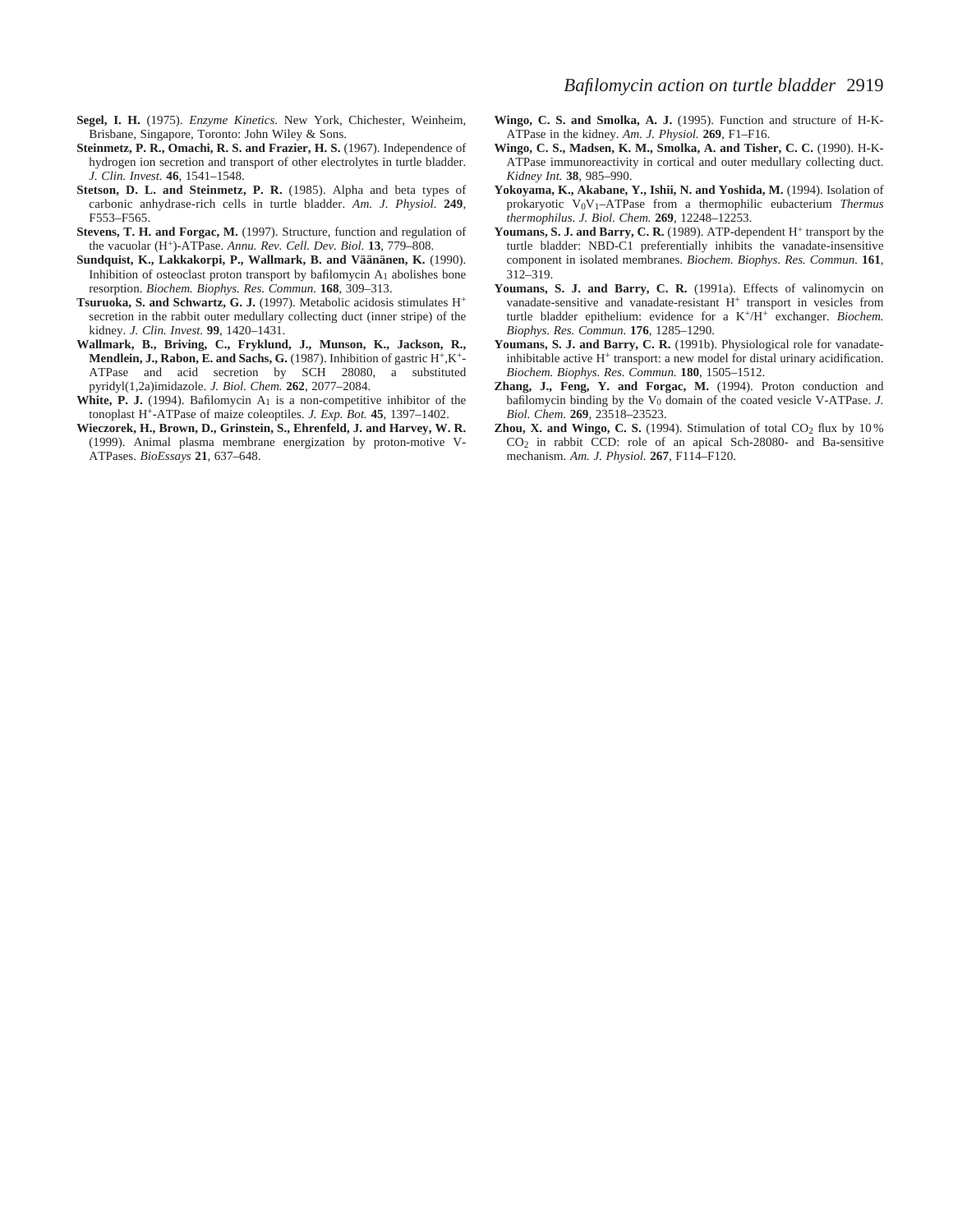**Segel, I. H.** (1975). *Enzyme Kinetics.* New York, Chichester, Weinheim, Brisbane, Singapore, Toronto: John Wiley & Sons.

**Steinmetz, P. R., Omachi, R. S. and Frazier, H. S.** (1967). Independence of hydrogen ion secretion and transport of other electrolytes in turtle bladder. *J. Clin. Invest.* **46**, 1541–1548.

**Stetson, D. L. and Steinmetz, P. R.** (1985). Alpha and beta types of carbonic anhydrase-rich cells in turtle bladder. *Am. J. Physiol.* **249**, F553–F565.

**Stevens, T. H. and Forgac, M.** (1997). Structure, function and regulation of the vacuolar ($H^+$)-ATPase. *Annu. Rev. Cell. Dev. Biol.* **13**, 779–808.

**Sundquist, K., Lakkakorpi, P., Wallmark, B. and Väänänen, K.** (1990). Inhibition of osteoclast proton transport by bafilomycin $A_1$ abolishes bone resorption. *Biochem. Biophys. Res. Commun.* **168**, 309–313.

**Tsuruoka, S. and Schwartz, G. J.** (1997). Metabolic acidosis stimulates $H^+$ secretion in the rabbit outer medullary collecting duct (inner stripe) of the kidney. *J. Clin. Invest.* **99**, 1420–1431.

**Wallmark, B., Briving, C., Fryklund, J., Munson, K., Jackson, R., Mendlein, J., Rabon, E. and Sachs, G.** (1987). Inhibition of gastric $H^+$,$K^+$-ATPase and acid secretion by SCH 28080, a substituted pyridyl(1,2a)imidazole. *J. Biol. Chem.* **262**, 2077–2084.

**White, P. J.** (1994). Bafilomycin $A_1$ is a non-competitive inhibitor of the tonoplast $H^+$-ATPase of maize coleoptiles. *J. Exp. Bot.* **45**, 1397–1402.

**Wieczorek, H., Brown, D., Grinstein, S., Ehrenfeld, J. and Harvey, W. R.** (1999). Animal plasma membrane energization by proton-motive V-ATPases. *BioEssays* **21**, 637–648.

**Wingo, C. S. and Smolka, A. J.** (1995). Function and structure of H-K-ATPase in the kidney. *Am. J. Physiol.* **269**, F1–F16.

**Wingo, C. S., Madsen, K. M., Smolka, A. and Tisher, C. C.** (1990). H-K-ATPase immunoreactivity in cortical and outer medullary collecting duct. *Kidney Int.* **38**, 985–990.

**Yokoyama, K., Akabane, Y., Ishii, N. and Yoshida, M.** (1994). Isolation of prokaryotic $V_0V_1$–ATPase from a thermophilic eubacterium *Thermus thermophilus*. *J. Biol. Chem.* **269**, 12248–12253.

**Youmans, S. J. and Barry, C. R.** (1989). ATP-dependent $H^+$ transport by the turtle bladder: NBD-C1 preferentially inhibits the vanadate-insensitive component in isolated membranes. *Biochem. Biophys. Res. Commun.* **161**, 312–319.

**Youmans, S. J. and Barry, C. R.** (1991a). Effects of valinomycin on vanadate-sensitive and vanadate-resistant $H^+$ transport in vesicles from turtle bladder epithelium: evidence for a $K^+$/$H^+$ exchanger. *Biochem. Biophys. Res. Commun.* **176**, 1285–1290.

**Youmans, S. J. and Barry, C. R.** (1991b). Physiological role for vanadate-inhibitable active $H^+$ transport: a new model for distal urinary acidification. *Biochem. Biophys. Res. Commun.* **180**, 1505–1512.

**Zhang, J., Feng, Y. and Forgac, M.** (1994). Proton conduction and bafilomycin binding by the $V_0$ domain of the coated vesicle V-ATPase. *J. Biol. Chem.* **269**, 23518–23523.

**Zhou, X. and Wingo, C. S.** (1994). Stimulation of total $CO_2$ flux by 10 % $CO_2$ in rabbit CCD: role of an apical Sch-28080- and Ba-sensitive mechanism. *Am. J. Physiol.* **267**, F114–F120.